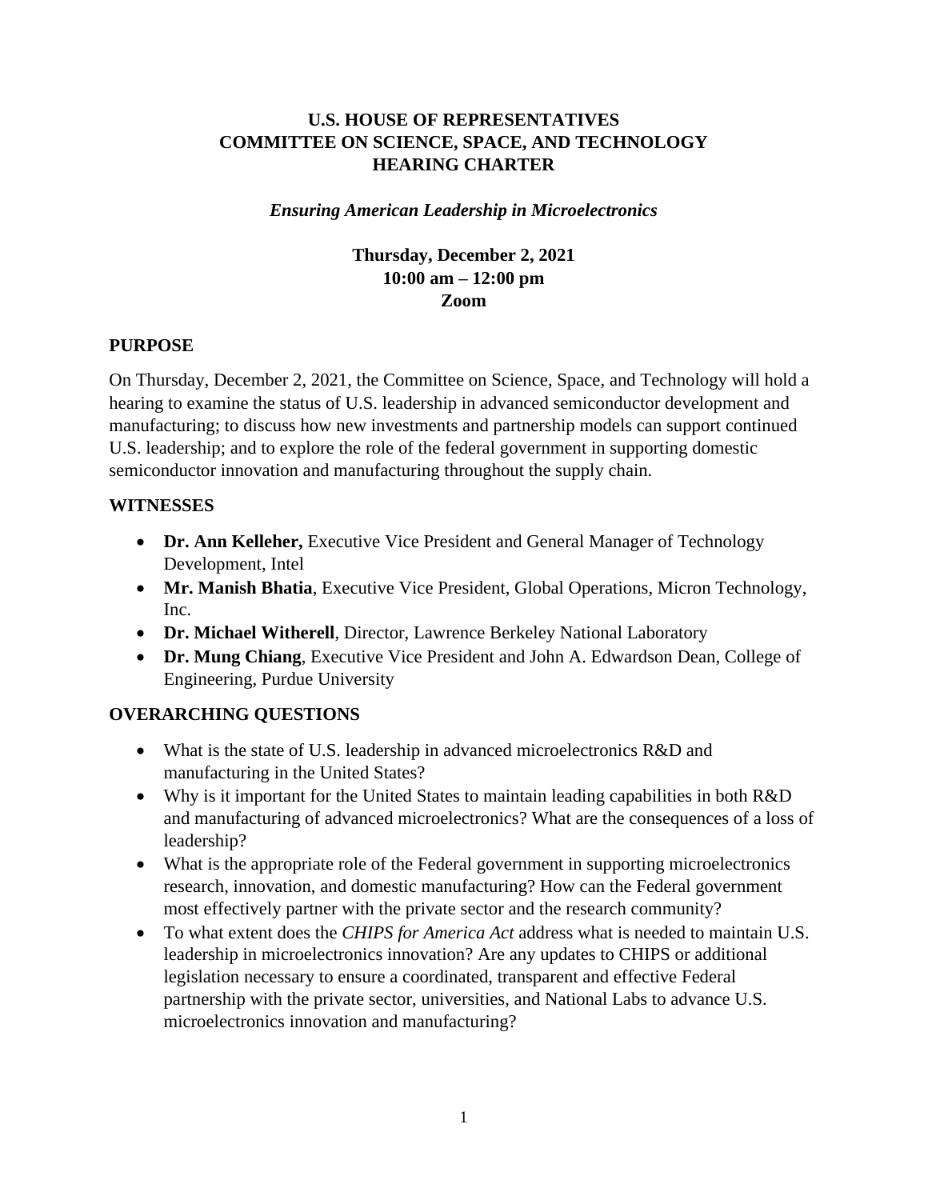# U.S. HOUSE OF REPRESENTATIVES
# COMMITTEE ON SCIENCE, SPACE, AND TECHNOLOGY
# HEARING CHARTER

***Ensuring American Leadership in Microelectronics***

**Thursday, December 2, 2021**
**10:00 am – 12:00 pm**
**Zoom**

## PURPOSE

On Thursday, December 2, 2021, the Committee on Science, Space, and Technology will hold a hearing to examine the status of U.S. leadership in advanced semiconductor development and manufacturing; to discuss how new investments and partnership models can support continued U.S. leadership; and to explore the role of the federal government in supporting domestic semiconductor innovation and manufacturing throughout the supply chain.

## WITNESSES

- **Dr. Ann Kelleher,** Executive Vice President and General Manager of Technology Development, Intel
- **Mr. Manish Bhatia**, Executive Vice President, Global Operations, Micron Technology, Inc.
- **Dr. Michael Witherell**, Director, Lawrence Berkeley National Laboratory
- **Dr. Mung Chiang**, Executive Vice President and John A. Edwardson Dean, College of Engineering, Purdue University

## OVERARCHING QUESTIONS

- What is the state of U.S. leadership in advanced microelectronics R&D and manufacturing in the United States?
- Why is it important for the United States to maintain leading capabilities in both R&D and manufacturing of advanced microelectronics? What are the consequences of a loss of leadership?
- What is the appropriate role of the Federal government in supporting microelectronics research, innovation, and domestic manufacturing? How can the Federal government most effectively partner with the private sector and the research community?
- To what extent does the *CHIPS for America Act* address what is needed to maintain U.S. leadership in microelectronics innovation? Are any updates to CHIPS or additional legislation necessary to ensure a coordinated, transparent and effective Federal partnership with the private sector, universities, and National Labs to advance U.S. microelectronics innovation and manufacturing?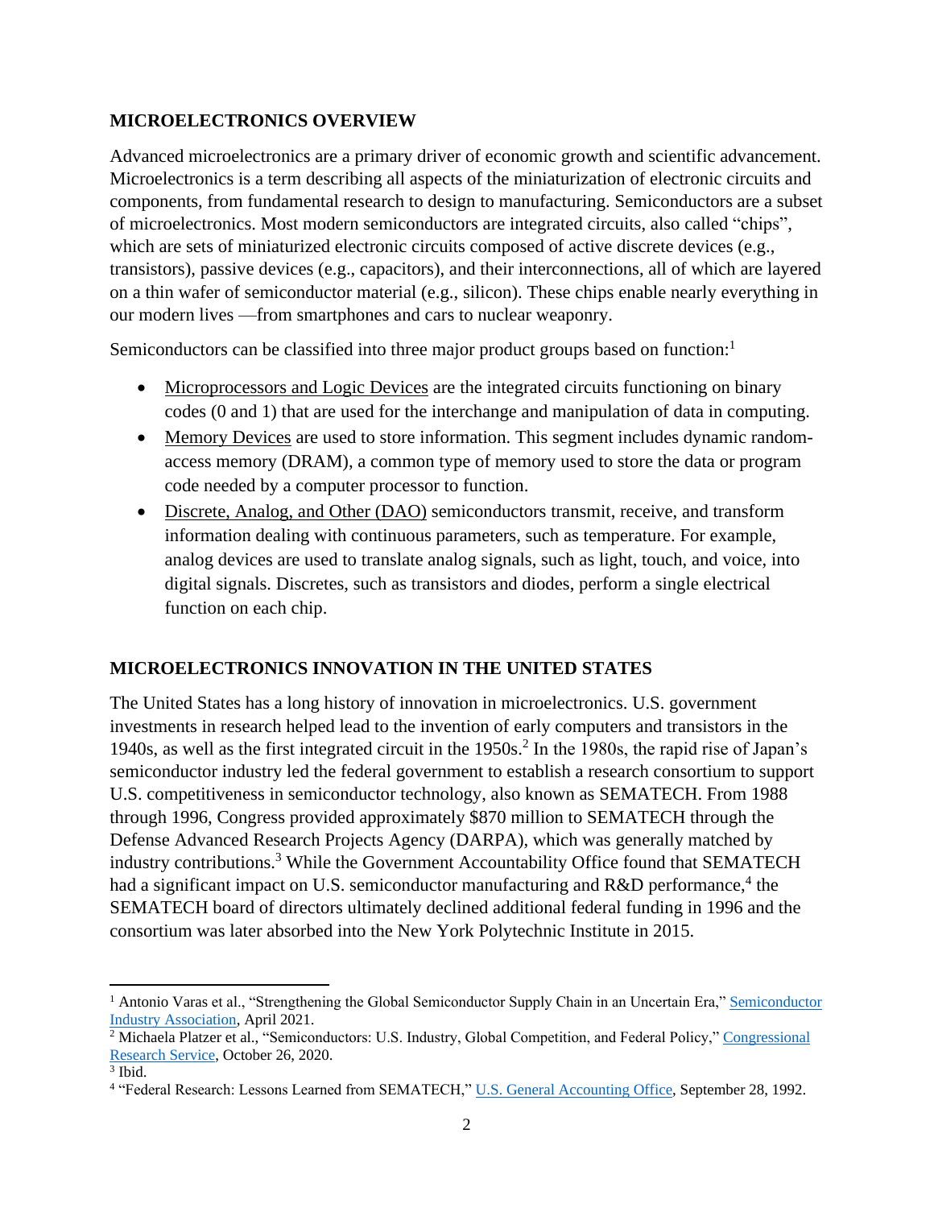## MICROELECTRONICS OVERVIEW

Advanced microelectronics are a primary driver of economic growth and scientific advancement. Microelectronics is a term describing all aspects of the miniaturization of electronic circuits and components, from fundamental research to design to manufacturing. Semiconductors are a subset of microelectronics. Most modern semiconductors are integrated circuits, also called "chips", which are sets of miniaturized electronic circuits composed of active discrete devices (e.g., transistors), passive devices (e.g., capacitors), and their interconnections, all of which are layered on a thin wafer of semiconductor material (e.g., silicon). These chips enable nearly everything in our modern lives —from smartphones and cars to nuclear weaponry.

Semiconductors can be classified into three major product groups based on function:[1]

- Microprocessors and Logic Devices are the integrated circuits functioning on binary codes (0 and 1) that are used for the interchange and manipulation of data in computing.
- Memory Devices are used to store information. This segment includes dynamic random-access memory (DRAM), a common type of memory used to store the data or program code needed by a computer processor to function.
- Discrete, Analog, and Other (DAO) semiconductors transmit, receive, and transform information dealing with continuous parameters, such as temperature. For example, analog devices are used to translate analog signals, such as light, touch, and voice, into digital signals. Discretes, such as transistors and diodes, perform a single electrical function on each chip.

## MICROELECTRONICS INNOVATION IN THE UNITED STATES

The United States has a long history of innovation in microelectronics. U.S. government investments in research helped lead to the invention of early computers and transistors in the 1940s, as well as the first integrated circuit in the 1950s.[2] In the 1980s, the rapid rise of Japan's semiconductor industry led the federal government to establish a research consortium to support U.S. competitiveness in semiconductor technology, also known as SEMATECH. From 1988 through 1996, Congress provided approximately $870 million to SEMATECH through the Defense Advanced Research Projects Agency (DARPA), which was generally matched by industry contributions.[3] While the Government Accountability Office found that SEMATECH had a significant impact on U.S. semiconductor manufacturing and R&D performance,[4] the SEMATECH board of directors ultimately declined additional federal funding in 1996 and the consortium was later absorbed into the New York Polytechnic Institute in 2015.

---

[1] Antonio Varas et al., "Strengthening the Global Semiconductor Supply Chain in an Uncertain Era," Semiconductor Industry Association, April 2021.

[2] Michaela Platzer et al., "Semiconductors: U.S. Industry, Global Competition, and Federal Policy," Congressional Research Service, October 26, 2020.

[3] Ibid.

[4] "Federal Research: Lessons Learned from SEMATECH," U.S. General Accounting Office, September 28, 1992.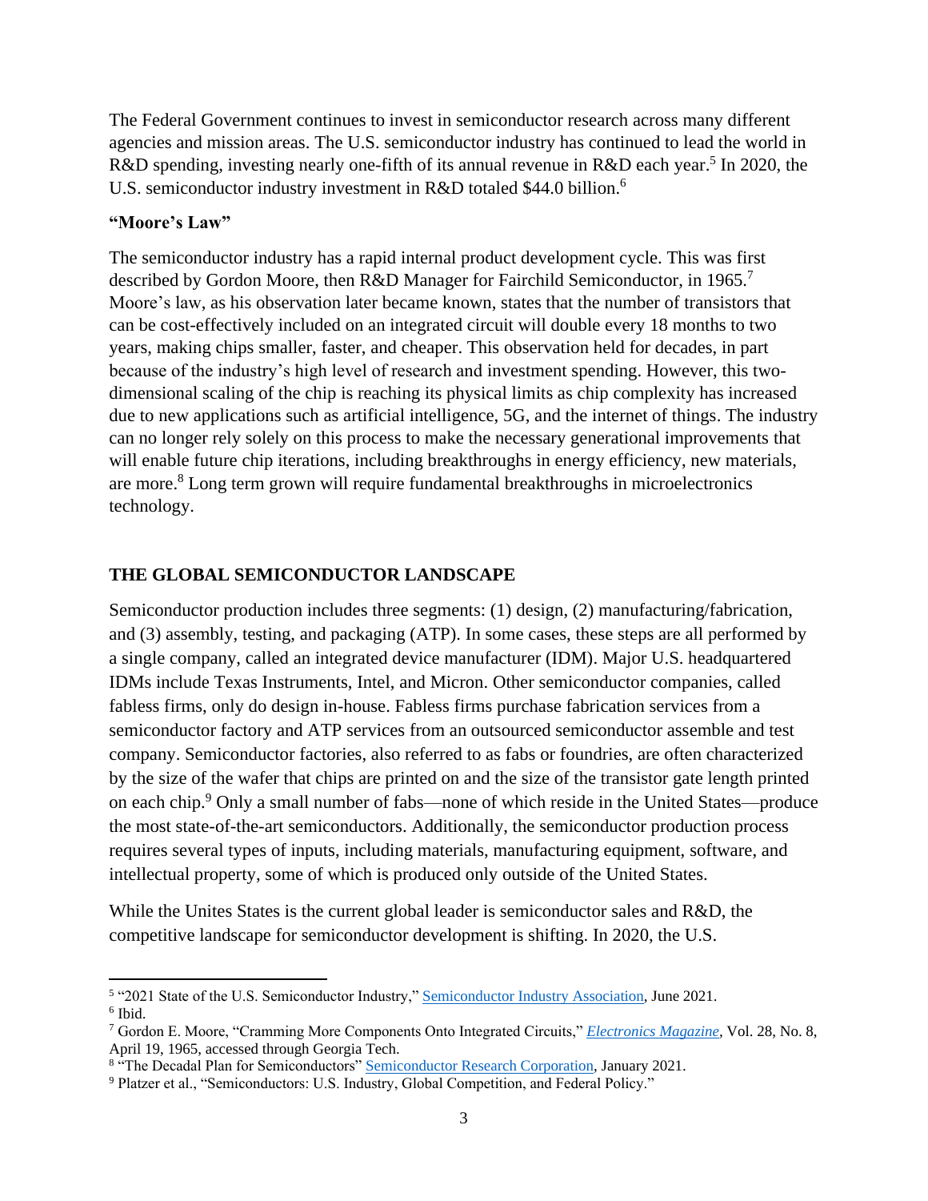The Federal Government continues to invest in semiconductor research across many different agencies and mission areas. The U.S. semiconductor industry has continued to lead the world in R&D spending, investing nearly one-fifth of its annual revenue in R&D each year.[5] In 2020, the U.S. semiconductor industry investment in R&D totaled $44.0 billion.[6]

**"Moore's Law"**

The semiconductor industry has a rapid internal product development cycle. This was first described by Gordon Moore, then R&D Manager for Fairchild Semiconductor, in 1965.[7] Moore's law, as his observation later became known, states that the number of transistors that can be cost-effectively included on an integrated circuit will double every 18 months to two years, making chips smaller, faster, and cheaper. This observation held for decades, in part because of the industry's high level of research and investment spending. However, this two-dimensional scaling of the chip is reaching its physical limits as chip complexity has increased due to new applications such as artificial intelligence, 5G, and the internet of things. The industry can no longer rely solely on this process to make the necessary generational improvements that will enable future chip iterations, including breakthroughs in energy efficiency, new materials, are more.[8] Long term grown will require fundamental breakthroughs in microelectronics technology.

## THE GLOBAL SEMICONDUCTOR LANDSCAPE

Semiconductor production includes three segments: (1) design, (2) manufacturing/fabrication, and (3) assembly, testing, and packaging (ATP). In some cases, these steps are all performed by a single company, called an integrated device manufacturer (IDM). Major U.S. headquartered IDMs include Texas Instruments, Intel, and Micron. Other semiconductor companies, called fabless firms, only do design in-house. Fabless firms purchase fabrication services from a semiconductor factory and ATP services from an outsourced semiconductor assemble and test company. Semiconductor factories, also referred to as fabs or foundries, are often characterized by the size of the wafer that chips are printed on and the size of the transistor gate length printed on each chip.[9] Only a small number of fabs—none of which reside in the United States—produce the most state-of-the-art semiconductors. Additionally, the semiconductor production process requires several types of inputs, including materials, manufacturing equipment, software, and intellectual property, some of which is produced only outside of the United States.

While the Unites States is the current global leader is semiconductor sales and R&D, the competitive landscape for semiconductor development is shifting. In 2020, the U.S.

---

[5] "2021 State of the U.S. Semiconductor Industry," Semiconductor Industry Association, June 2021.
[6] Ibid.
[7] Gordon E. Moore, "Cramming More Components Onto Integrated Circuits," *Electronics Magazine*, Vol. 28, No. 8, April 19, 1965, accessed through Georgia Tech.
[8] "The Decadal Plan for Semiconductors" Semiconductor Research Corporation, January 2021.
[9] Platzer et al., "Semiconductors: U.S. Industry, Global Competition, and Federal Policy."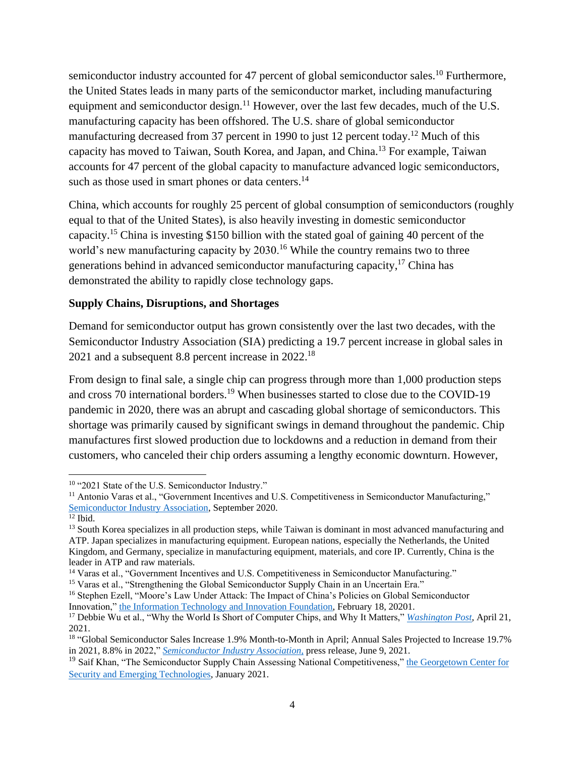semiconductor industry accounted for 47 percent of global semiconductor sales.[10] Furthermore, the United States leads in many parts of the semiconductor market, including manufacturing equipment and semiconductor design.[11] However, over the last few decades, much of the U.S. manufacturing capacity has been offshored. The U.S. share of global semiconductor manufacturing decreased from 37 percent in 1990 to just 12 percent today.[12] Much of this capacity has moved to Taiwan, South Korea, and Japan, and China.[13] For example, Taiwan accounts for 47 percent of the global capacity to manufacture advanced logic semiconductors, such as those used in smart phones or data centers.[14]

China, which accounts for roughly 25 percent of global consumption of semiconductors (roughly equal to that of the United States), is also heavily investing in domestic semiconductor capacity.[15] China is investing $150 billion with the stated goal of gaining 40 percent of the world's new manufacturing capacity by 2030.[16] While the country remains two to three generations behind in advanced semiconductor manufacturing capacity,[17] China has demonstrated the ability to rapidly close technology gaps.

**Supply Chains, Disruptions, and Shortages**

Demand for semiconductor output has grown consistently over the last two decades, with the Semiconductor Industry Association (SIA) predicting a 19.7 percent increase in global sales in 2021 and a subsequent 8.8 percent increase in 2022.[18]

From design to final sale, a single chip can progress through more than 1,000 production steps and cross 70 international borders.[19] When businesses started to close due to the COVID-19 pandemic in 2020, there was an abrupt and cascading global shortage of semiconductors. This shortage was primarily caused by significant swings in demand throughout the pandemic. Chip manufactures first slowed production due to lockdowns and a reduction in demand from their customers, who canceled their chip orders assuming a lengthy economic downturn. However,

---

[10] "2021 State of the U.S. Semiconductor Industry."

[11] Antonio Varas et al., "Government Incentives and U.S. Competitiveness in Semiconductor Manufacturing," Semiconductor Industry Association, September 2020.

[12] Ibid.

[13] South Korea specializes in all production steps, while Taiwan is dominant in most advanced manufacturing and ATP. Japan specializes in manufacturing equipment. European nations, especially the Netherlands, the United Kingdom, and Germany, specialize in manufacturing equipment, materials, and core IP. Currently, China is the leader in ATP and raw materials.

[14] Varas et al., "Government Incentives and U.S. Competitiveness in Semiconductor Manufacturing."

[15] Varas et al., "Strengthening the Global Semiconductor Supply Chain in an Uncertain Era."

[16] Stephen Ezell, "Moore's Law Under Attack: The Impact of China's Policies on Global Semiconductor Innovation," the Information Technology and Innovation Foundation, February 18, 20201.

[17] Debbie Wu et al., "Why the World Is Short of Computer Chips, and Why It Matters," *Washington Post*, April 21, 2021.

[18] "Global Semiconductor Sales Increase 1.9% Month-to-Month in April; Annual Sales Projected to Increase 19.7% in 2021, 8.8% in 2022," *Semiconductor Industry Association*, press release, June 9, 2021.

[19] Saif Khan, "The Semiconductor Supply Chain Assessing National Competitiveness," the Georgetown Center for Security and Emerging Technologies, January 2021.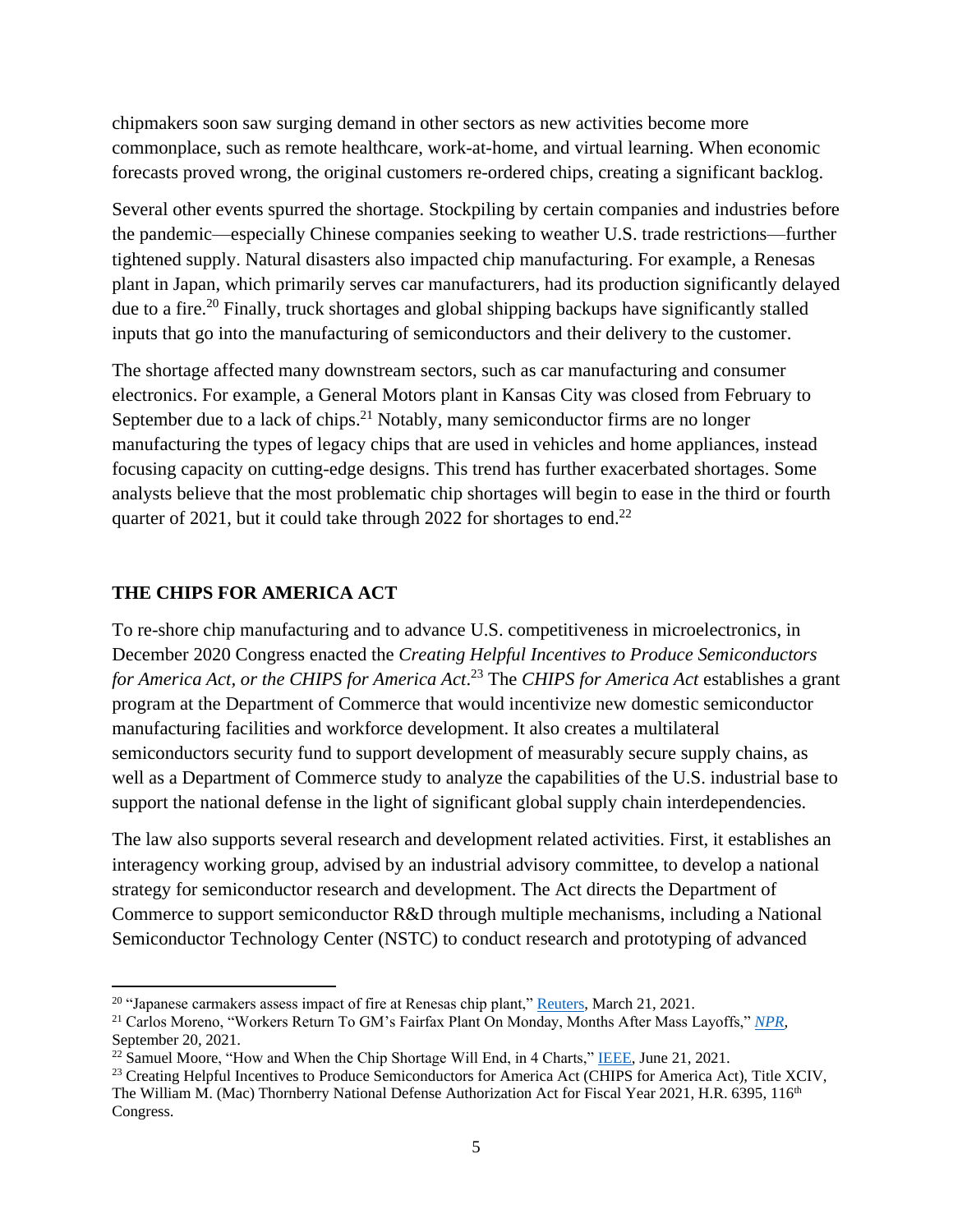chipmakers soon saw surging demand in other sectors as new activities become more commonplace, such as remote healthcare, work-at-home, and virtual learning. When economic forecasts proved wrong, the original customers re-ordered chips, creating a significant backlog.

Several other events spurred the shortage. Stockpiling by certain companies and industries before the pandemic—especially Chinese companies seeking to weather U.S. trade restrictions—further tightened supply. Natural disasters also impacted chip manufacturing. For example, a Renesas plant in Japan, which primarily serves car manufacturers, had its production significantly delayed due to a fire.[20] Finally, truck shortages and global shipping backups have significantly stalled inputs that go into the manufacturing of semiconductors and their delivery to the customer.

The shortage affected many downstream sectors, such as car manufacturing and consumer electronics. For example, a General Motors plant in Kansas City was closed from February to September due to a lack of chips.[21] Notably, many semiconductor firms are no longer manufacturing the types of legacy chips that are used in vehicles and home appliances, instead focusing capacity on cutting-edge designs. This trend has further exacerbated shortages. Some analysts believe that the most problematic chip shortages will begin to ease in the third or fourth quarter of 2021, but it could take through 2022 for shortages to end.[22]

## THE CHIPS FOR AMERICA ACT

To re-shore chip manufacturing and to advance U.S. competitiveness in microelectronics, in December 2020 Congress enacted the *Creating Helpful Incentives to Produce Semiconductors for America Act, or the CHIPS for America Act*.[23] The *CHIPS for America Act* establishes a grant program at the Department of Commerce that would incentivize new domestic semiconductor manufacturing facilities and workforce development. It also creates a multilateral semiconductors security fund to support development of measurably secure supply chains, as well as a Department of Commerce study to analyze the capabilities of the U.S. industrial base to support the national defense in the light of significant global supply chain interdependencies.

The law also supports several research and development related activities. First, it establishes an interagency working group, advised by an industrial advisory committee, to develop a national strategy for semiconductor research and development. The Act directs the Department of Commerce to support semiconductor R&D through multiple mechanisms, including a National Semiconductor Technology Center (NSTC) to conduct research and prototyping of advanced

---

[20] "Japanese carmakers assess impact of fire at Renesas chip plant," Reuters, March 21, 2021.

[21] Carlos Moreno, "Workers Return To GM's Fairfax Plant On Monday, Months After Mass Layoffs," *NPR*, September 20, 2021.

[22] Samuel Moore, "How and When the Chip Shortage Will End, in 4 Charts," IEEE, June 21, 2021.

[23] Creating Helpful Incentives to Produce Semiconductors for America Act (CHIPS for America Act), Title XCIV, The William M. (Mac) Thornberry National Defense Authorization Act for Fiscal Year 2021, H.R. 6395, 116th Congress.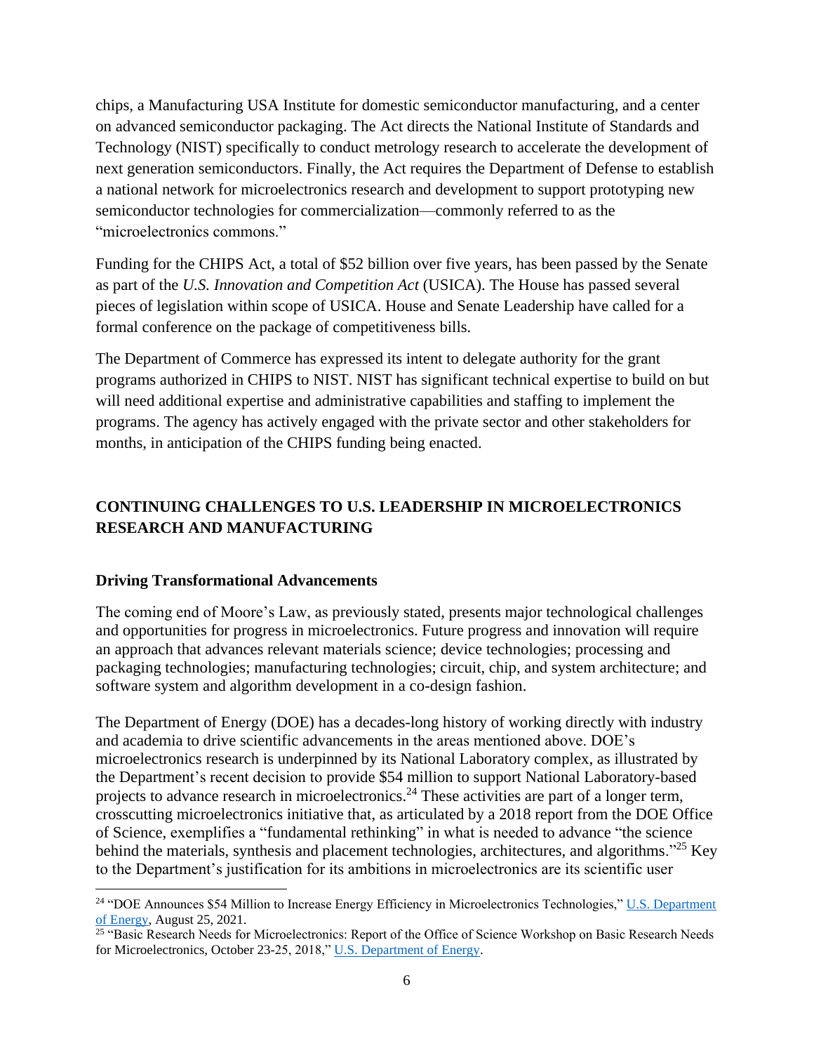chips, a Manufacturing USA Institute for domestic semiconductor manufacturing, and a center on advanced semiconductor packaging. The Act directs the National Institute of Standards and Technology (NIST) specifically to conduct metrology research to accelerate the development of next generation semiconductors. Finally, the Act requires the Department of Defense to establish a national network for microelectronics research and development to support prototyping new semiconductor technologies for commercialization—commonly referred to as the "microelectronics commons."

Funding for the CHIPS Act, a total of $52 billion over five years, has been passed by the Senate as part of the *U.S. Innovation and Competition Act* (USICA). The House has passed several pieces of legislation within scope of USICA. House and Senate Leadership have called for a formal conference on the package of competitiveness bills.

The Department of Commerce has expressed its intent to delegate authority for the grant programs authorized in CHIPS to NIST. NIST has significant technical expertise to build on but will need additional expertise and administrative capabilities and staffing to implement the programs. The agency has actively engaged with the private sector and other stakeholders for months, in anticipation of the CHIPS funding being enacted.

## CONTINUING CHALLENGES TO U.S. LEADERSHIP IN MICROELECTRONICS RESEARCH AND MANUFACTURING

### Driving Transformational Advancements

The coming end of Moore's Law, as previously stated, presents major technological challenges and opportunities for progress in microelectronics. Future progress and innovation will require an approach that advances relevant materials science; device technologies; processing and packaging technologies; manufacturing technologies; circuit, chip, and system architecture; and software system and algorithm development in a co-design fashion.

The Department of Energy (DOE) has a decades-long history of working directly with industry and academia to drive scientific advancements in the areas mentioned above. DOE's microelectronics research is underpinned by its National Laboratory complex, as illustrated by the Department's recent decision to provide $54 million to support National Laboratory-based projects to advance research in microelectronics.[24] These activities are part of a longer term, crosscutting microelectronics initiative that, as articulated by a 2018 report from the DOE Office of Science, exemplifies a "fundamental rethinking" in what is needed to advance "the science behind the materials, synthesis and placement technologies, architectures, and algorithms."[25] Key to the Department's justification for its ambitions in microelectronics are its scientific user

---

[24] "DOE Announces $54 Million to Increase Energy Efficiency in Microelectronics Technologies," U.S. Department of Energy, August 25, 2021.

[25] "Basic Research Needs for Microelectronics: Report of the Office of Science Workshop on Basic Research Needs for Microelectronics, October 23-25, 2018," U.S. Department of Energy.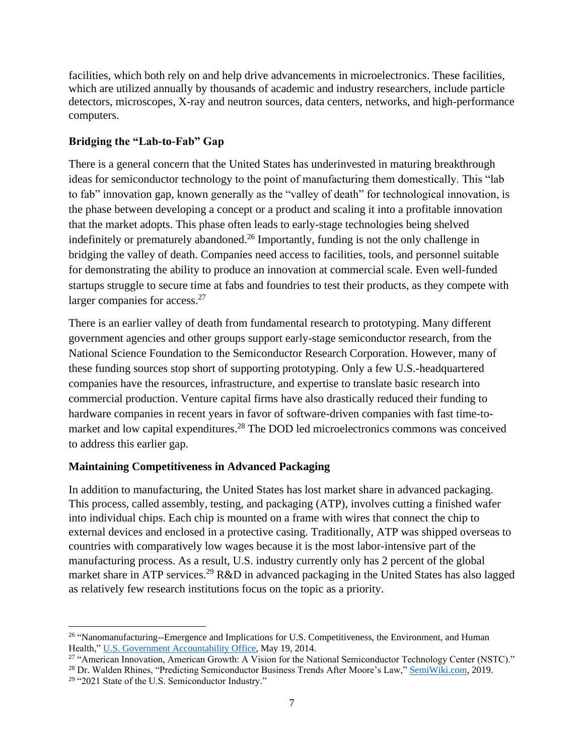facilities, which both rely on and help drive advancements in microelectronics. These facilities, which are utilized annually by thousands of academic and industry researchers, include particle detectors, microscopes, X-ray and neutron sources, data centers, networks, and high-performance computers.

### Bridging the "Lab-to-Fab" Gap

There is a general concern that the United States has underinvested in maturing breakthrough ideas for semiconductor technology to the point of manufacturing them domestically. This "lab to fab" innovation gap, known generally as the "valley of death" for technological innovation, is the phase between developing a concept or a product and scaling it into a profitable innovation that the market adopts. This phase often leads to early-stage technologies being shelved indefinitely or prematurely abandoned.[26] Importantly, funding is not the only challenge in bridging the valley of death. Companies need access to facilities, tools, and personnel suitable for demonstrating the ability to produce an innovation at commercial scale. Even well-funded startups struggle to secure time at fabs and foundries to test their products, as they compete with larger companies for access.[27]

There is an earlier valley of death from fundamental research to prototyping. Many different government agencies and other groups support early-stage semiconductor research, from the National Science Foundation to the Semiconductor Research Corporation. However, many of these funding sources stop short of supporting prototyping. Only a few U.S.-headquartered companies have the resources, infrastructure, and expertise to translate basic research into commercial production. Venture capital firms have also drastically reduced their funding to hardware companies in recent years in favor of software-driven companies with fast time-to-market and low capital expenditures.[28] The DOD led microelectronics commons was conceived to address this earlier gap.

### Maintaining Competitiveness in Advanced Packaging

In addition to manufacturing, the United States has lost market share in advanced packaging. This process, called assembly, testing, and packaging (ATP), involves cutting a finished wafer into individual chips. Each chip is mounted on a frame with wires that connect the chip to external devices and enclosed in a protective casing. Traditionally, ATP was shipped overseas to countries with comparatively low wages because it is the most labor-intensive part of the manufacturing process. As a result, U.S. industry currently only has 2 percent of the global market share in ATP services.[29] R&D in advanced packaging in the United States has also lagged as relatively few research institutions focus on the topic as a priority.

---

[26] "Nanomanufacturing--Emergence and Implications for U.S. Competitiveness, the Environment, and Human Health," U.S. Government Accountability Office, May 19, 2014.

[27] "American Innovation, American Growth: A Vision for the National Semiconductor Technology Center (NSTC)."

[28] Dr. Walden Rhines, "Predicting Semiconductor Business Trends After Moore's Law," SemiWiki.com, 2019.

[29] "2021 State of the U.S. Semiconductor Industry."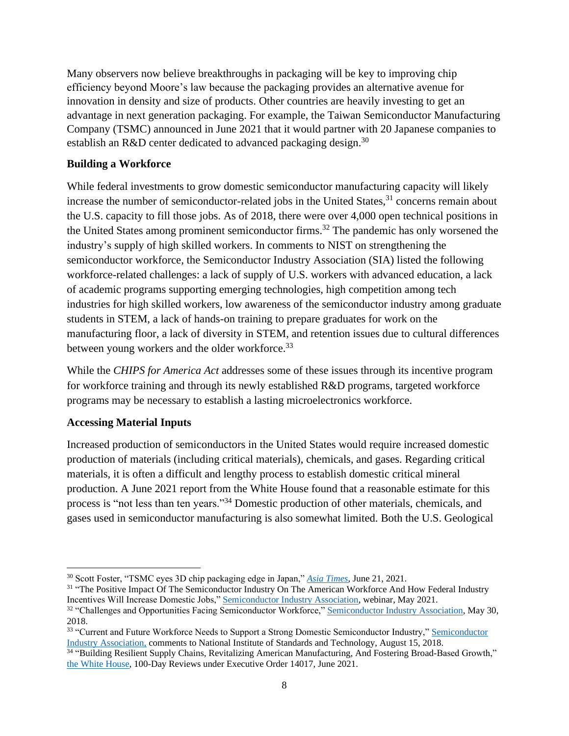Many observers now believe breakthroughs in packaging will be key to improving chip efficiency beyond Moore's law because the packaging provides an alternative avenue for innovation in density and size of products. Other countries are heavily investing to get an advantage in next generation packaging. For example, the Taiwan Semiconductor Manufacturing Company (TSMC) announced in June 2021 that it would partner with 20 Japanese companies to establish an R&D center dedicated to advanced packaging design.[30]

**Building a Workforce**

While federal investments to grow domestic semiconductor manufacturing capacity will likely increase the number of semiconductor-related jobs in the United States,[31] concerns remain about the U.S. capacity to fill those jobs. As of 2018, there were over 4,000 open technical positions in the United States among prominent semiconductor firms.[32] The pandemic has only worsened the industry's supply of high skilled workers. In comments to NIST on strengthening the semiconductor workforce, the Semiconductor Industry Association (SIA) listed the following workforce-related challenges: a lack of supply of U.S. workers with advanced education, a lack of academic programs supporting emerging technologies, high competition among tech industries for high skilled workers, low awareness of the semiconductor industry among graduate students in STEM, a lack of hands-on training to prepare graduates for work on the manufacturing floor, a lack of diversity in STEM, and retention issues due to cultural differences between young workers and the older workforce.[33]

While the *CHIPS for America Act* addresses some of these issues through its incentive program for workforce training and through its newly established R&D programs, targeted workforce programs may be necessary to establish a lasting microelectronics workforce.

**Accessing Material Inputs**

Increased production of semiconductors in the United States would require increased domestic production of materials (including critical materials), chemicals, and gases. Regarding critical materials, it is often a difficult and lengthy process to establish domestic critical mineral production. A June 2021 report from the White House found that a reasonable estimate for this process is "not less than ten years."[34] Domestic production of other materials, chemicals, and gases used in semiconductor manufacturing is also somewhat limited. Both the U.S. Geological

---

[30] Scott Foster, "TSMC eyes 3D chip packaging edge in Japan," *Asia Times*, June 21, 2021.

[31] "The Positive Impact Of The Semiconductor Industry On The American Workforce And How Federal Industry Incentives Will Increase Domestic Jobs," Semiconductor Industry Association, webinar, May 2021.

[32] "Challenges and Opportunities Facing Semiconductor Workforce," Semiconductor Industry Association, May 30, 2018.

[33] "Current and Future Workforce Needs to Support a Strong Domestic Semiconductor Industry," Semiconductor Industry Association, comments to National Institute of Standards and Technology, August 15, 2018.

[34] "Building Resilient Supply Chains, Revitalizing American Manufacturing, And Fostering Broad-Based Growth," the White House, 100-Day Reviews under Executive Order 14017, June 2021.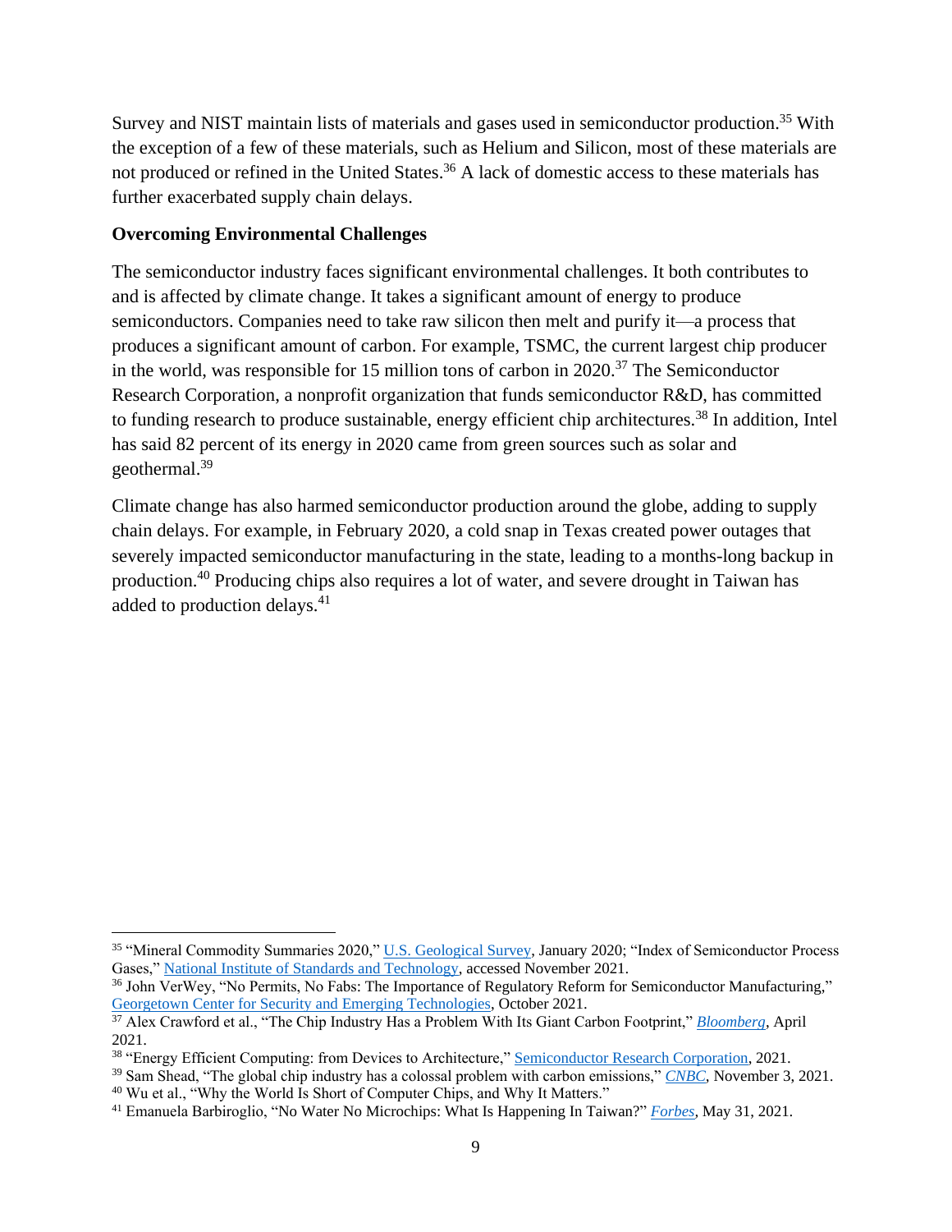Survey and NIST maintain lists of materials and gases used in semiconductor production.[35] With the exception of a few of these materials, such as Helium and Silicon, most of these materials are not produced or refined in the United States.[36] A lack of domestic access to these materials has further exacerbated supply chain delays.

**Overcoming Environmental Challenges**

The semiconductor industry faces significant environmental challenges. It both contributes to and is affected by climate change. It takes a significant amount of energy to produce semiconductors. Companies need to take raw silicon then melt and purify it—a process that produces a significant amount of carbon. For example, TSMC, the current largest chip producer in the world, was responsible for 15 million tons of carbon in 2020.[37] The Semiconductor Research Corporation, a nonprofit organization that funds semiconductor R&D, has committed to funding research to produce sustainable, energy efficient chip architectures.[38] In addition, Intel has said 82 percent of its energy in 2020 came from green sources such as solar and geothermal.[39]

Climate change has also harmed semiconductor production around the globe, adding to supply chain delays. For example, in February 2020, a cold snap in Texas created power outages that severely impacted semiconductor manufacturing in the state, leading to a months-long backup in production.[40] Producing chips also requires a lot of water, and severe drought in Taiwan has added to production delays.[41]

---

[35] "Mineral Commodity Summaries 2020," U.S. Geological Survey, January 2020; "Index of Semiconductor Process Gases," National Institute of Standards and Technology, accessed November 2021.

[36] John VerWey, "No Permits, No Fabs: The Importance of Regulatory Reform for Semiconductor Manufacturing," Georgetown Center for Security and Emerging Technologies, October 2021.

[37] Alex Crawford et al., "The Chip Industry Has a Problem With Its Giant Carbon Footprint," *Bloomberg*, April 2021.

[38] "Energy Efficient Computing: from Devices to Architecture," Semiconductor Research Corporation, 2021.

[39] Sam Shead, "The global chip industry has a colossal problem with carbon emissions," *CNBC*, November 3, 2021.

[40] Wu et al., "Why the World Is Short of Computer Chips, and Why It Matters."

[41] Emanuela Barbiroglio, "No Water No Microchips: What Is Happening In Taiwan?" *Forbes*, May 31, 2021.